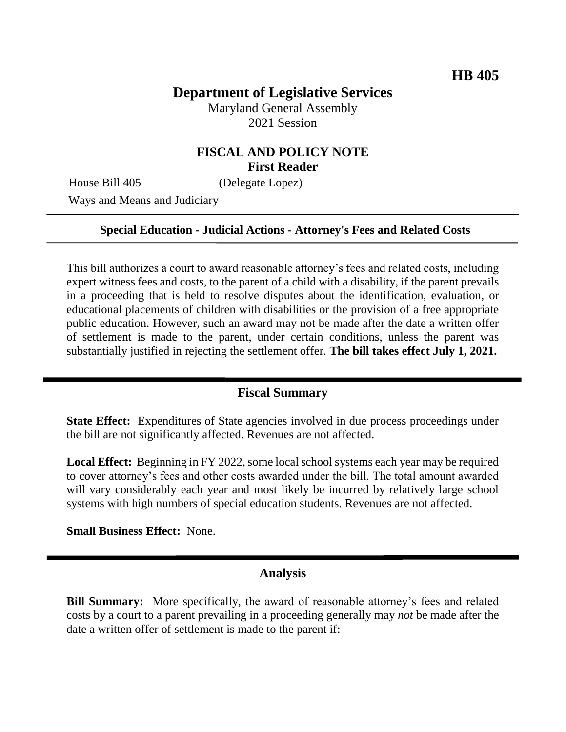**HB 405**

# Department of Legislative Services

Maryland General Assembly
2021 Session

## FISCAL AND POLICY NOTE
**First Reader**

House Bill 405 (Delegate Lopez)
Ways and Means and Judiciary

---

**Special Education - Judicial Actions - Attorney's Fees and Related Costs**

---

This bill authorizes a court to award reasonable attorney's fees and related costs, including expert witness fees and costs, to the parent of a child with a disability, if the parent prevails in a proceeding that is held to resolve disputes about the identification, evaluation, or educational placements of children with disabilities or the provision of a free appropriate public education. However, such an award may not be made after the date a written offer of settlement is made to the parent, under certain conditions, unless the parent was substantially justified in rejecting the settlement offer. **The bill takes effect July 1, 2021.**

---

## Fiscal Summary

**State Effect:** Expenditures of State agencies involved in due process proceedings under the bill are not significantly affected. Revenues are not affected.

**Local Effect:** Beginning in FY 2022, some local school systems each year may be required to cover attorney's fees and other costs awarded under the bill. The total amount awarded will vary considerably each year and most likely be incurred by relatively large school systems with high numbers of special education students. Revenues are not affected.

**Small Business Effect:** None.

---

## Analysis

**Bill Summary:** More specifically, the award of reasonable attorney's fees and related costs by a court to a parent prevailing in a proceeding generally may *not* be made after the date a written offer of settlement is made to the parent if: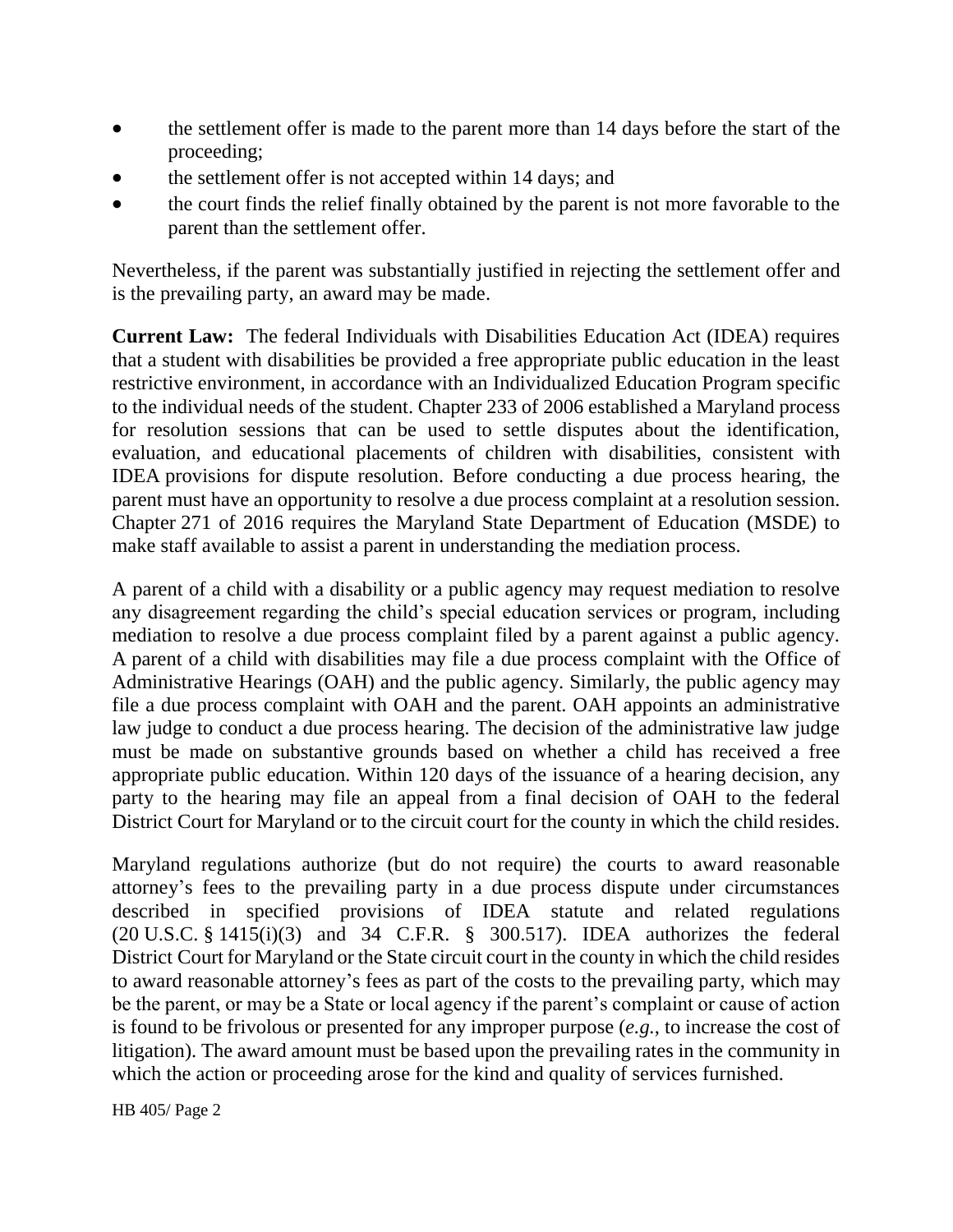- the settlement offer is made to the parent more than 14 days before the start of the proceeding;
- the settlement offer is not accepted within 14 days; and
- the court finds the relief finally obtained by the parent is not more favorable to the parent than the settlement offer.

Nevertheless, if the parent was substantially justified in rejecting the settlement offer and is the prevailing party, an award may be made.

**Current Law:** The federal Individuals with Disabilities Education Act (IDEA) requires that a student with disabilities be provided a free appropriate public education in the least restrictive environment, in accordance with an Individualized Education Program specific to the individual needs of the student. Chapter 233 of 2006 established a Maryland process for resolution sessions that can be used to settle disputes about the identification, evaluation, and educational placements of children with disabilities, consistent with IDEA provisions for dispute resolution. Before conducting a due process hearing, the parent must have an opportunity to resolve a due process complaint at a resolution session. Chapter 271 of 2016 requires the Maryland State Department of Education (MSDE) to make staff available to assist a parent in understanding the mediation process.

A parent of a child with a disability or a public agency may request mediation to resolve any disagreement regarding the child's special education services or program, including mediation to resolve a due process complaint filed by a parent against a public agency. A parent of a child with disabilities may file a due process complaint with the Office of Administrative Hearings (OAH) and the public agency. Similarly, the public agency may file a due process complaint with OAH and the parent. OAH appoints an administrative law judge to conduct a due process hearing. The decision of the administrative law judge must be made on substantive grounds based on whether a child has received a free appropriate public education. Within 120 days of the issuance of a hearing decision, any party to the hearing may file an appeal from a final decision of OAH to the federal District Court for Maryland or to the circuit court for the county in which the child resides.

Maryland regulations authorize (but do not require) the courts to award reasonable attorney's fees to the prevailing party in a due process dispute under circumstances described in specified provisions of IDEA statute and related regulations (20 U.S.C. § 1415(i)(3) and 34 C.F.R. § 300.517). IDEA authorizes the federal District Court for Maryland or the State circuit court in the county in which the child resides to award reasonable attorney's fees as part of the costs to the prevailing party, which may be the parent, or may be a State or local agency if the parent's complaint or cause of action is found to be frivolous or presented for any improper purpose (*e.g.*, to increase the cost of litigation). The award amount must be based upon the prevailing rates in the community in which the action or proceeding arose for the kind and quality of services furnished.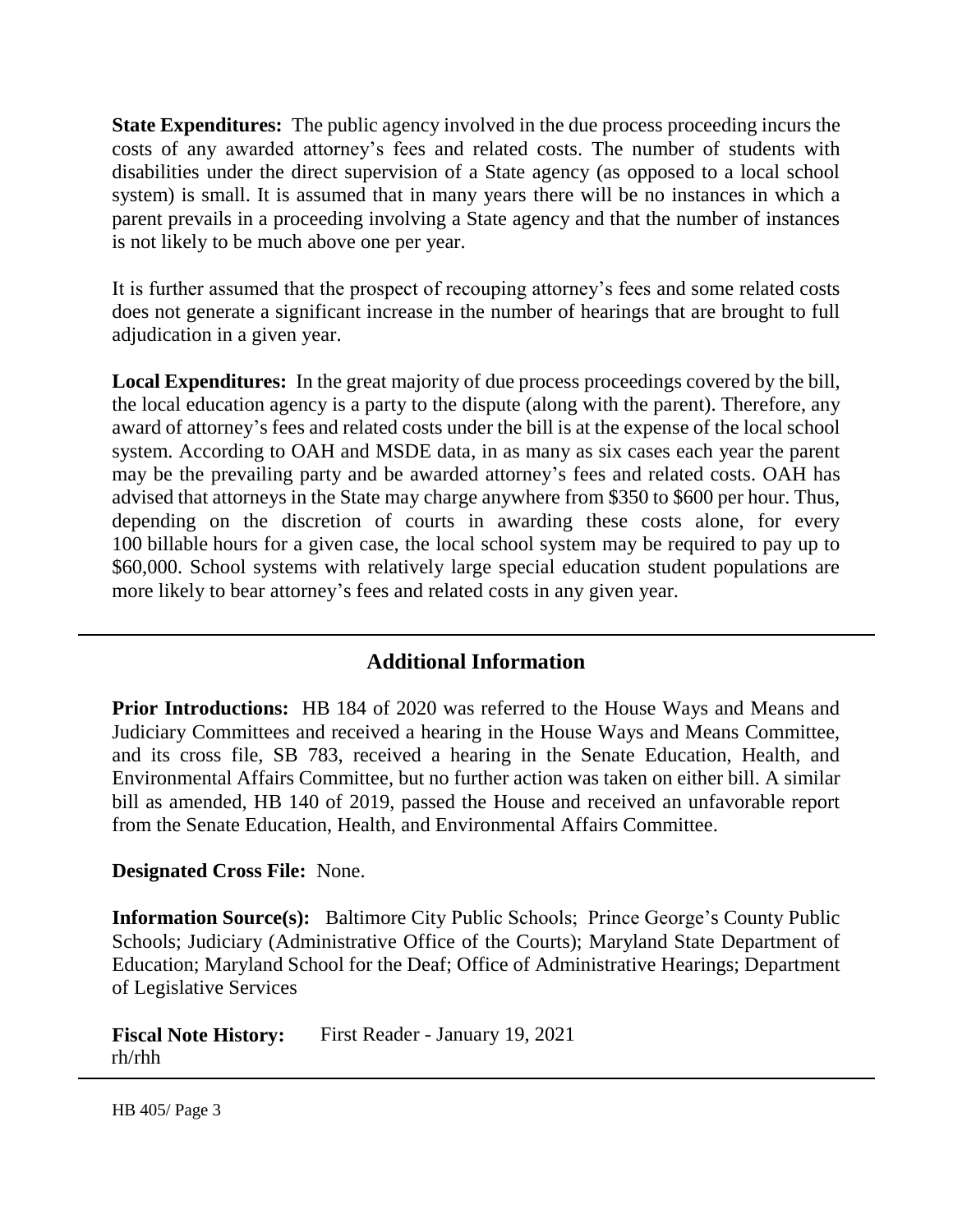**State Expenditures:** The public agency involved in the due process proceeding incurs the costs of any awarded attorney's fees and related costs. The number of students with disabilities under the direct supervision of a State agency (as opposed to a local school system) is small. It is assumed that in many years there will be no instances in which a parent prevails in a proceeding involving a State agency and that the number of instances is not likely to be much above one per year.

It is further assumed that the prospect of recouping attorney's fees and some related costs does not generate a significant increase in the number of hearings that are brought to full adjudication in a given year.

**Local Expenditures:** In the great majority of due process proceedings covered by the bill, the local education agency is a party to the dispute (along with the parent). Therefore, any award of attorney's fees and related costs under the bill is at the expense of the local school system. According to OAH and MSDE data, in as many as six cases each year the parent may be the prevailing party and be awarded attorney's fees and related costs. OAH has advised that attorneys in the State may charge anywhere from $350 to $600 per hour. Thus, depending on the discretion of courts in awarding these costs alone, for every 100 billable hours for a given case, the local school system may be required to pay up to $60,000. School systems with relatively large special education student populations are more likely to bear attorney's fees and related costs in any given year.

## Additional Information

**Prior Introductions:** HB 184 of 2020 was referred to the House Ways and Means and Judiciary Committees and received a hearing in the House Ways and Means Committee, and its cross file, SB 783, received a hearing in the Senate Education, Health, and Environmental Affairs Committee, but no further action was taken on either bill. A similar bill as amended, HB 140 of 2019, passed the House and received an unfavorable report from the Senate Education, Health, and Environmental Affairs Committee.

**Designated Cross File:** None.

**Information Source(s):** Baltimore City Public Schools; Prince George's County Public Schools; Judiciary (Administrative Office of the Courts); Maryland State Department of Education; Maryland School for the Deaf; Office of Administrative Hearings; Department of Legislative Services

**Fiscal Note History:** First Reader - January 19, 2021
rh/rhh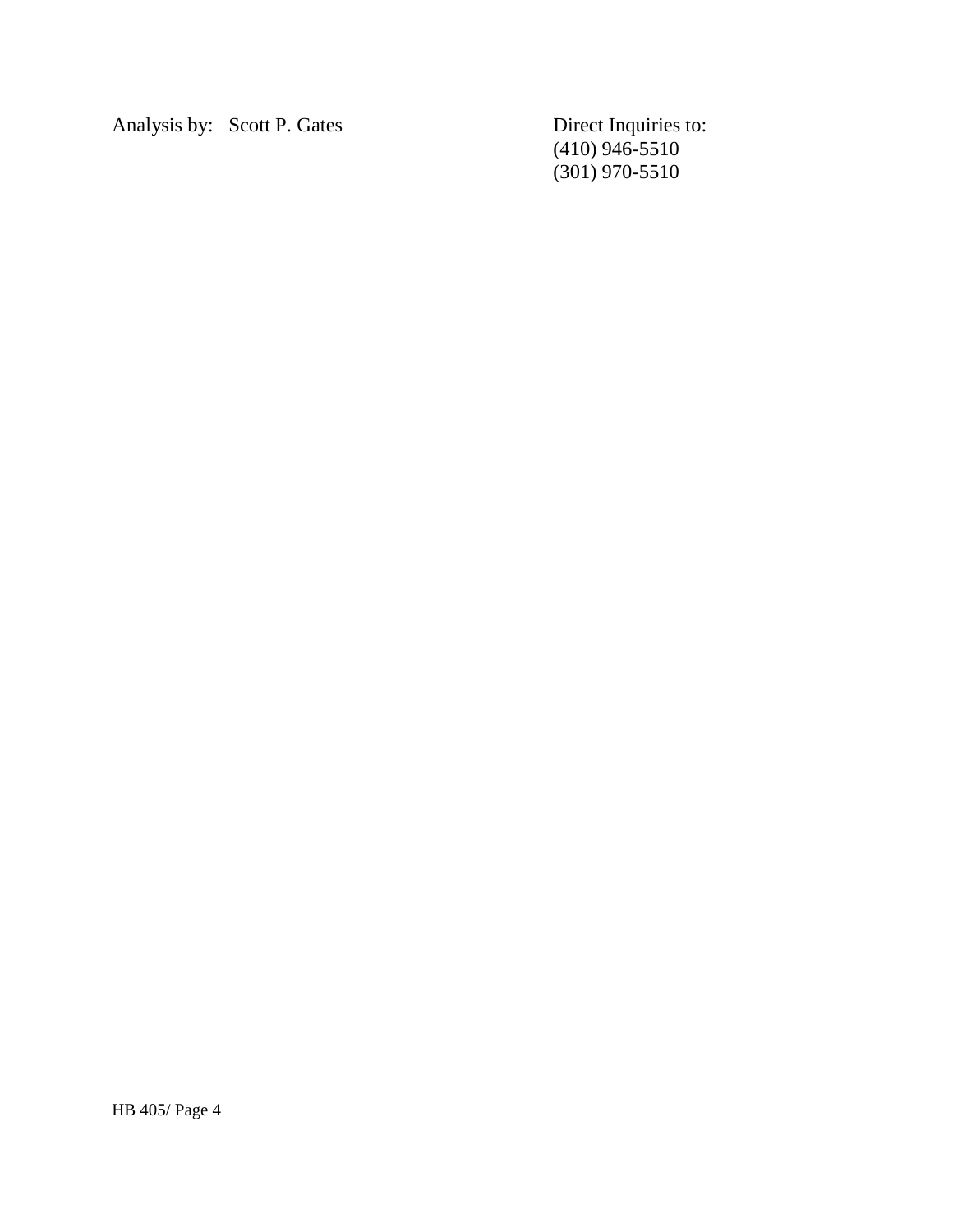Analysis by: Scott P. Gates

Direct Inquiries to:
(410) 946-5510
(301) 970-5510